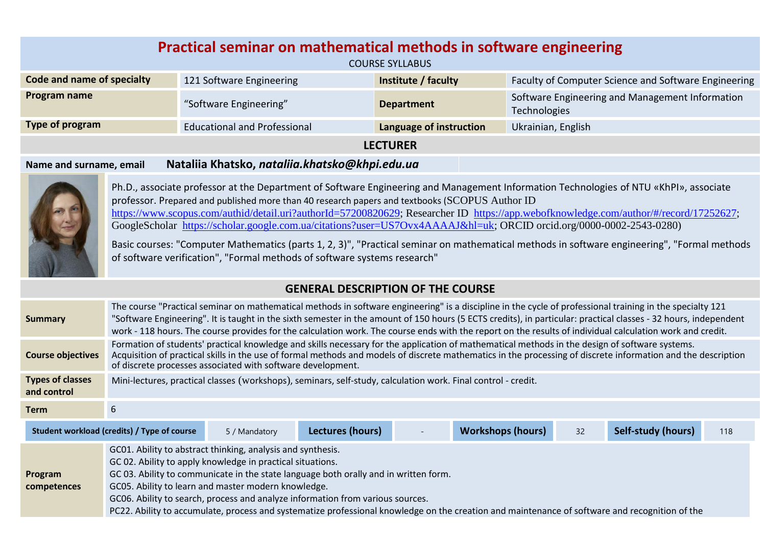# Practical seminar on mathematical methods in software engineering

COURSE SYLLABUS

| Code and name of specialty | 121 Software Engineering | Institute / faculty | Faculty of Computer Science and Software Engineering |
|---|---|---|---|
| Program name | “Software Engineering” | Department | Software Engineering and Management Information Technologies |
| Type of program | Educational and Professional | Language of instruction | Ukrainian, English |

## LECTURER

**Name and surname, email** **Nataliia Khatsko, *nataliia.khatsko@khpi.edu.ua***

Ph.D., associate professor at the Department of Software Engineering and Management Information Technologies of NTU «KhPI», associate professor. Prepared and published more than 40 research papers and textbooks (SCOPUS Author ID https://www.scopus.com/authid/detail.uri?authorId=57200820629; Researcher ID https://app.webofknowledge.com/author/#/record/17252627; GoogleScholar https://scholar.google.com.ua/citations?user=US7Ovx4AAAAJ&hl=uk; ORCID orcid.org/0000-0002-2543-0280)

Basic courses: "Computer Mathematics (parts 1, 2, 3)", "Practical seminar on mathematical methods in software engineering", "Formal methods of software verification", "Formal methods of software systems research"

## GENERAL DESCRIPTION OF THE COURSE

| | |
|---|---|
| **Summary** | The course "Practical seminar on mathematical methods in software engineering" is a discipline in the cycle of professional training in the specialty 121 "Software Engineering". It is taught in the sixth semester in the amount of 150 hours (5 ECTS credits), in particular: practical classes - 32 hours, independent work - 118 hours. The course provides for the calculation work. The course ends with the report on the results of individual calculation work and credit. |
| **Course objectives** | Formation of students' practical knowledge and skills necessary for the application of mathematical methods in the design of software systems. Acquisition of practical skills in the use of formal methods and models of discrete mathematics in the processing of discrete information and the description of discrete processes associated with software development. |
| **Types of classes and control** | Mini-lectures, practical classes (workshops), seminars, self-study, calculation work. Final control - credit. |
| **Term** | 6 |

| Student workload (credits) / Type of course | 5 / Mandatory | Lectures (hours) | - | Workshops (hours) | 32 | Self-study (hours) | 118 |
|---|---|---|---|---|---|---|---|

**Program competences**

GC01. Ability to abstract thinking, analysis and synthesis.
GC 02. Ability to apply knowledge in practical situations.
GC 03. Ability to communicate in the state language both orally and in written form.
GC05. Ability to learn and master modern knowledge.
GC06. Ability to search, process and analyze information from various sources.
PC22. Ability to accumulate, process and systematize professional knowledge on the creation and maintenance of software and recognition of the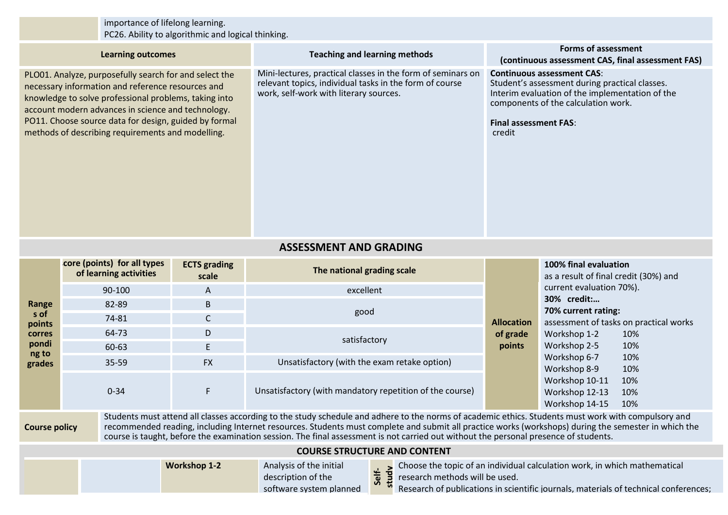| | importance of lifelong learning.<br>PC26. Ability to algorithmic and logical thinking. |
|---|---|

| Learning outcomes | Teaching and learning methods | Forms of assessment (continuous assessment CAS, final assessment FAS) |
|---|---|---|
| PLO01. Analyze, purposefully search for and select the necessary information and reference resources and knowledge to solve professional problems, taking into account modern advances in science and technology.<br>PO11. Choose source data for design, guided by formal methods of describing requirements and modelling. | Mini-lectures, practical classes in the form of seminars on relevant topics, individual tasks in the form of course work, self-work with literary sources. | **Continuous assessment CAS**:<br>Student's assessment during practical classes.<br>Interim evaluation of the implementation of the components of the calculation work.<br><br>**Final assessment FAS**:<br>credit |

## ASSESSMENT AND GRADING

| Ranges of points corresponding to grades | Score (points) for all types of learning activities | ECTS grading scale | The national grading scale | Allocation of grade points | **100% final evaluation** as a result of final credit (30%) and current evaluation 70%). **30% credit:…** **70% current rating:** assessment of tasks on practical works |
|---|---|---|---|---|---|
| | 90-100 | A | excellent | | Workshop 1-2 10% |
| | 82-89 | B | good | | Workshop 2-5 10% |
| | 74-81 | C | | | Workshop 6-7 10% |
| | 64-73 | D | satisfactory | | Workshop 8-9 10% |
| | 60-63 | E | | | Workshop 10-11 10% |
| | 35-59 | FX | Unsatisfactory (with the exam retake option) | | Workshop 12-13 10% |
| | 0-34 | F | Unsatisfactory (with mandatory repetition of the course) | | Workshop 14-15 10% |

| **Course policy** | Students must attend all classes according to the study schedule and adhere to the norms of academic ethics. Students must work with compulsory and recommended reading, including Internet resources. Students must complete and submit all practice works (workshops) during the semester in which the course is taught, before the examination session. The final assessment is not carried out without the personal presence of students. |
|---|---|

## COURSE STRUCTURE AND CONTENT

| | | | | | |
|---|---|---|---|---|---|
| | | **Workshop 1-2** | Analysis of the initial description of the software system planned | Self-study | Choose the topic of an individual calculation work, in which mathematical research methods will be used.<br>Research of publications in scientific journals, materials of technical conferences; |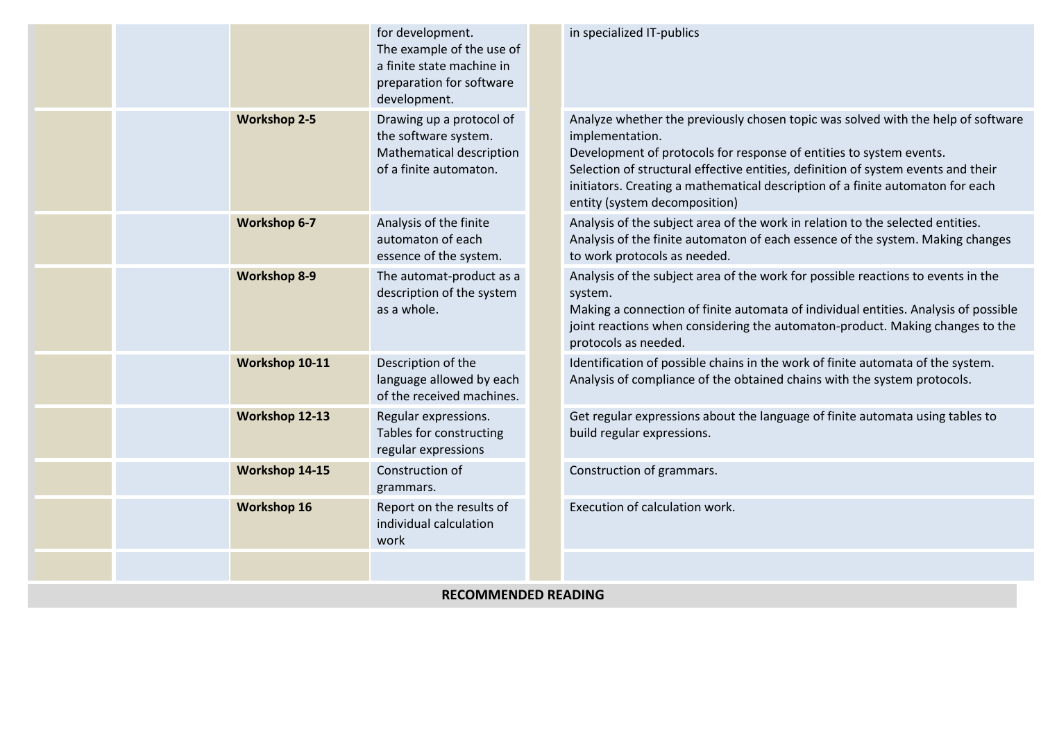| | | | | | |
|---|---|---|---|---|---|
| | | | for development.<br>The example of the use of a finite state machine in preparation for software development. | | in specialized IT-publics |
| | | **Workshop 2-5** | Drawing up a protocol of the software system.<br>Mathematical description of a finite automaton. | | Analyze whether the previously chosen topic was solved with the help of software implementation.<br>Development of protocols for response of entities to system events.<br>Selection of structural effective entities, definition of system events and their initiators. Creating a mathematical description of a finite automaton for each entity (system decomposition) |
| | | **Workshop 6-7** | Analysis of the finite automaton of each essence of the system. | | Analysis of the subject area of the work in relation to the selected entities.<br>Analysis of the finite automaton of each essence of the system. Making changes to work protocols as needed. |
| | | **Workshop 8-9** | The automat-product as a description of the system as a whole. | | Analysis of the subject area of the work for possible reactions to events in the system.<br>Making a connection of finite automata of individual entities. Analysis of possible joint reactions when considering the automaton-product. Making changes to the protocols as needed. |
| | | **Workshop 10-11** | Description of the language allowed by each of the received machines. | | Identification of possible chains in the work of finite automata of the system.<br>Analysis of compliance of the obtained chains with the system protocols. |
| | | **Workshop 12-13** | Regular expressions.<br>Tables for constructing regular expressions | | Get regular expressions about the language of finite automata using tables to build regular expressions. |
| | | **Workshop 14-15** | Construction of grammars. | | Construction of grammars. |
| | | **Workshop 16** | Report on the results of individual calculation work | | Execution of calculation work. |
| | | | | | |

**RECOMMENDED READING**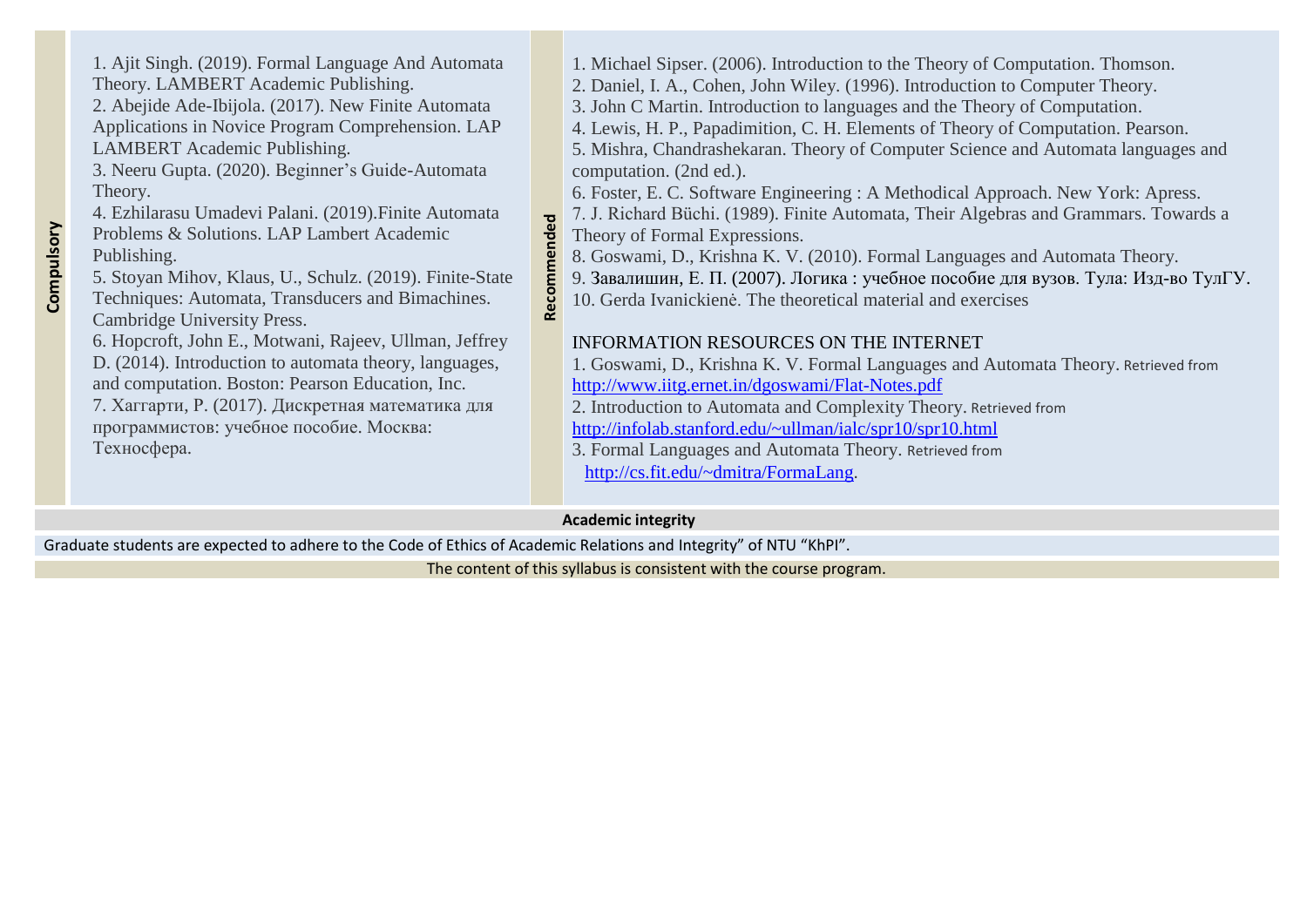| | | | |
|---|---|---|---|
| **Compulsory** | 1. Ajit Singh. (2019). Formal Language And Automata Theory. LAMBERT Academic Publishing.<br>2. Abejide Ade-Ibijola. (2017). New Finite Automata Applications in Novice Program Comprehension. LAP LAMBERT Academic Publishing.<br>3. Neeru Gupta. (2020). Beginner's Guide-Automata Theory.<br>4. Ezhilarasu Umadevi Palani. (2019).Finite Automata Problems & Solutions. LAP Lambert Academic Publishing.<br>5. Stoyan Mihov, Klaus, U., Schulz. (2019). Finite-State Techniques: Automata, Transducers and Bimachines. Cambridge University Press.<br>6. Hopcroft, John E., Motwani, Rajeev, Ullman, Jeffrey D. (2014). Introduction to automata theory, languages, and computation. Boston: Pearson Education, Inc.<br>7. Хаггарти, Р. (2017). Дискретная математика для программистов: учебное пособие. Москва: Техносфера. | **Recommended** | 1. Michael Sipser. (2006). Introduction to the Theory of Computation. Thomson.<br>2. Daniel, I. A., Cohen, John Wiley. (1996). Introduction to Computer Theory.<br>3. John C Martin. Introduction to languages and the Theory of Computation.<br>4. Lewis, H. P., Papadimition, C. H. Elements of Theory of Computation. Pearson.<br>5. Mishra, Chandrashekaran. Theory of Computer Science and Automata languages and computation. (2nd ed.).<br>6. Foster, E. C. Software Engineering : A Methodical Approach. New York: Apress.<br>7. J. Richard Büchi. (1989). Finite Automata, Their Algebras and Grammars. Towards a Theory of Formal Expressions.<br>8. Goswami, D., Krishna K. V. (2010). Formal Languages and Automata Theory.<br>9. Завалишин, Е. П. (2007). Логика : учебное пособие для вузов. Тула: Изд-во ТулГУ.<br>10. Gerda Ivanickienė. The theoretical material and exercises<br><br>INFORMATION RESOURCES ON THE INTERNET<br>1. Goswami, D., Krishna K. V. Formal Languages and Automata Theory. Retrieved from http://www.iitg.ernet.in/dgoswami/Flat-Notes.pdf<br>2. Introduction to Automata and Complexity Theory. Retrieved from http://infolab.stanford.edu/~ullman/ialc/spr10/spr10.html<br>3. Formal Languages and Automata Theory. Retrieved from http://cs.fit.edu/~dmitra/FormaLang. |

**Academic integrity**

Graduate students are expected to adhere to the Code of Ethics of Academic Relations and Integrity" of NTU "KhPI".

The content of this syllabus is consistent with the course program.